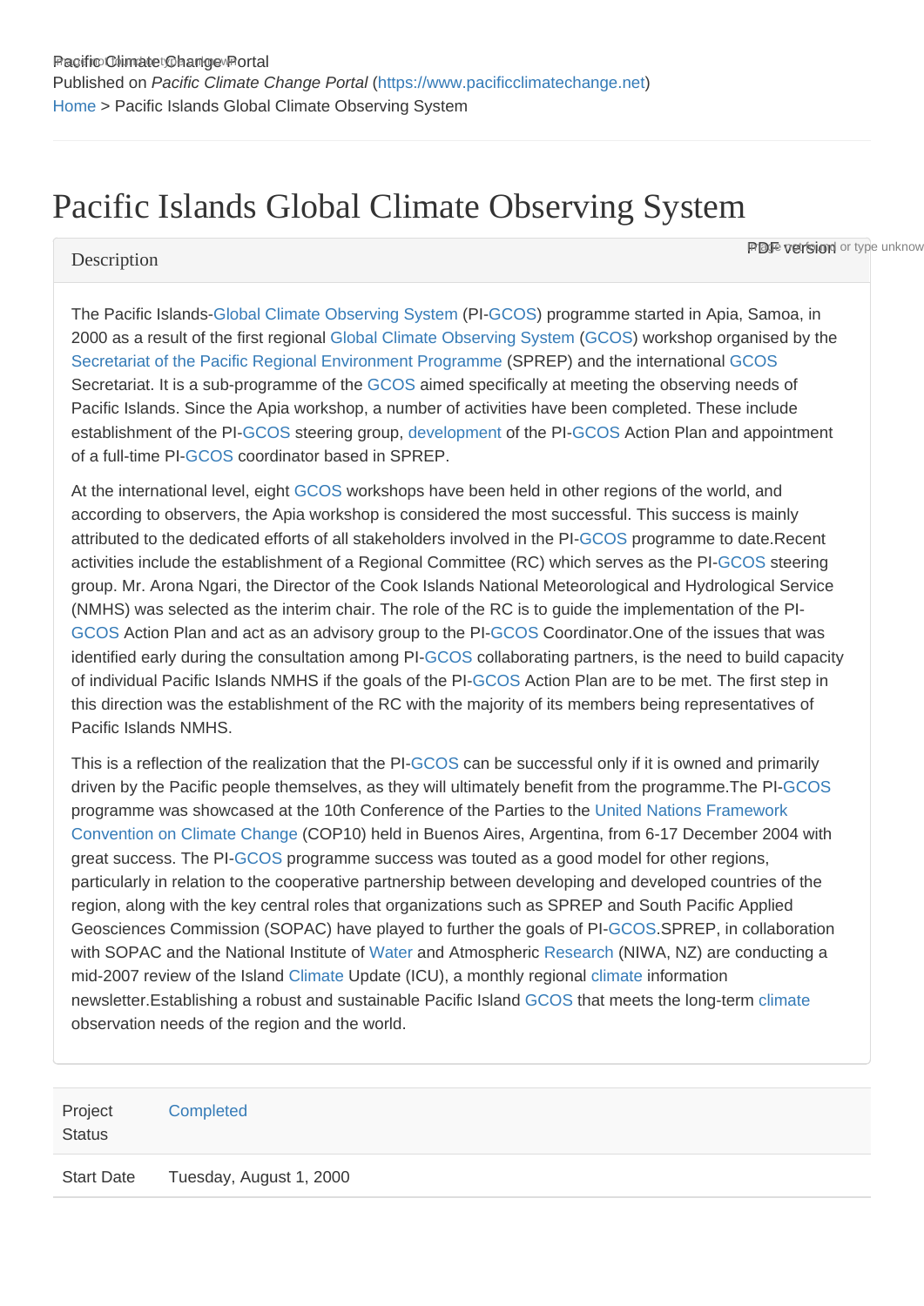Published on *Pacific Climate Change Portal* (https://www.pacificclimatechange.net)

Home > Pacific Islands Global Climate Observing System

# Pacific Islands Global Climate Observing System

## Description

The Pacific Islands-Global Climate Observing System (PI-GCOS) programme started in Apia, Samoa, in 2000 as a result of the first regional Global Climate Observing System (GCOS) workshop organised by the Secretariat of the Pacific Regional Environment Programme (SPREP) and the international GCOS Secretariat. It is a sub-programme of the GCOS aimed specifically at meeting the observing needs of Pacific Islands. Since the Apia workshop, a number of activities have been completed. These include establishment of the PI-GCOS steering group, development of the PI-GCOS Action Plan and appointment of a full-time PI-GCOS coordinator based in SPREP.

At the international level, eight GCOS workshops have been held in other regions of the world, and according to observers, the Apia workshop is considered the most successful. This success is mainly attributed to the dedicated efforts of all stakeholders involved in the PI-GCOS programme to date.Recent activities include the establishment of a Regional Committee (RC) which serves as the PI-GCOS steering group. Mr. Arona Ngari, the Director of the Cook Islands National Meteorological and Hydrological Service (NMHS) was selected as the interim chair. The role of the RC is to guide the implementation of the PI-GCOS Action Plan and act as an advisory group to the PI-GCOS Coordinator.One of the issues that was identified early during the consultation among PI-GCOS collaborating partners, is the need to build capacity of individual Pacific Islands NMHS if the goals of the PI-GCOS Action Plan are to be met. The first step in this direction was the establishment of the RC with the majority of its members being representatives of Pacific Islands NMHS.

This is a reflection of the realization that the PI-GCOS can be successful only if it is owned and primarily driven by the Pacific people themselves, as they will ultimately benefit from the programme.The PI-GCOS programme was showcased at the 10th Conference of the Parties to the United Nations Framework Convention on Climate Change (COP10) held in Buenos Aires, Argentina, from 6-17 December 2004 with great success. The PI-GCOS programme success was touted as a good model for other regions, particularly in relation to the cooperative partnership between developing and developed countries of the region, along with the key central roles that organizations such as SPREP and South Pacific Applied Geosciences Commission (SOPAC) have played to further the goals of PI-GCOS.SPREP, in collaboration with SOPAC and the National Institute of Water and Atmospheric Research (NIWA, NZ) are conducting a mid-2007 review of the Island Climate Update (ICU), a monthly regional climate information newsletter.Establishing a robust and sustainable Pacific Island GCOS that meets the long-term climate observation needs of the region and the world.

| | |
|---|---|
| Project Status | Completed |
| Start Date | Tuesday, August 1, 2000 |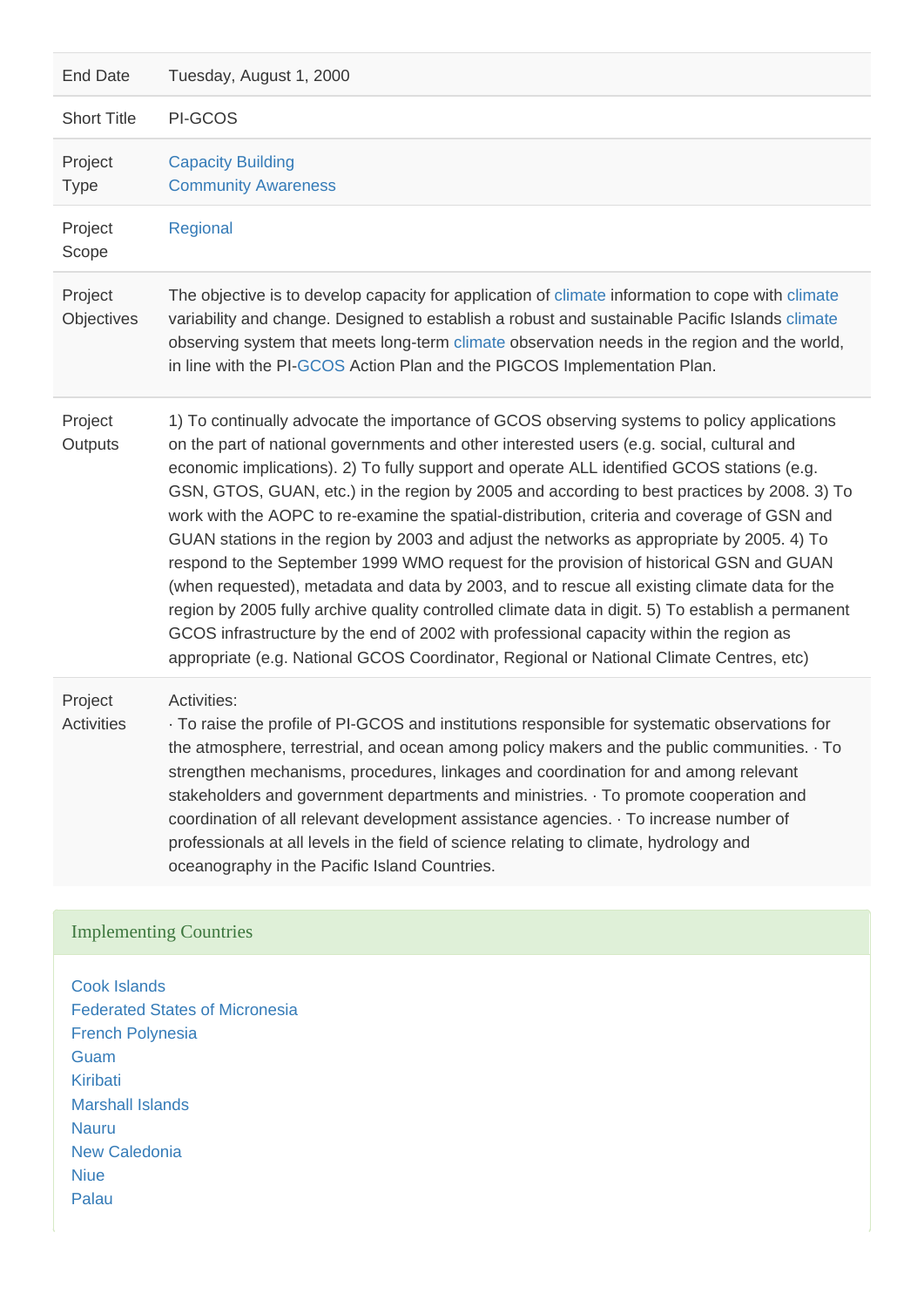| | |
|---|---|
| End Date | Tuesday, August 1, 2000 |
| Short Title | PI-GCOS |
| Project Type | Capacity Building<br>Community Awareness |
| Project Scope | Regional |
| Project Objectives | The objective is to develop capacity for application of climate information to cope with climate variability and change. Designed to establish a robust and sustainable Pacific Islands climate observing system that meets long-term climate observation needs in the region and the world, in line with the PI-GCOS Action Plan and the PIGCOS Implementation Plan. |
| Project Outputs | 1) To continually advocate the importance of GCOS observing systems to policy applications on the part of national governments and other interested users (e.g. social, cultural and economic implications). 2) To fully support and operate ALL identified GCOS stations (e.g. GSN, GTOS, GUAN, etc.) in the region by 2005 and according to best practices by 2008. 3) To work with the AOPC to re-examine the spatial-distribution, criteria and coverage of GSN and GUAN stations in the region by 2003 and adjust the networks as appropriate by 2005. 4) To respond to the September 1999 WMO request for the provision of historical GSN and GUAN (when requested), metadata and data by 2003, and to rescue all existing climate data for the region by 2005 fully archive quality controlled climate data in digit. 5) To establish a permanent GCOS infrastructure by the end of 2002 with professional capacity within the region as appropriate (e.g. National GCOS Coordinator, Regional or National Climate Centres, etc) |
| Project Activities | Activities:<br>· To raise the profile of PI-GCOS and institutions responsible for systematic observations for the atmosphere, terrestrial, and ocean among policy makers and the public communities. · To strengthen mechanisms, procedures, linkages and coordination for and among relevant stakeholders and government departments and ministries. · To promote cooperation and coordination of all relevant development assistance agencies. · To increase number of professionals at all levels in the field of science relating to climate, hydrology and oceanography in the Pacific Island Countries. |

## Implementing Countries

Cook Islands
Federated States of Micronesia
French Polynesia
Guam
Kiribati
Marshall Islands
Nauru
New Caledonia
Niue
Palau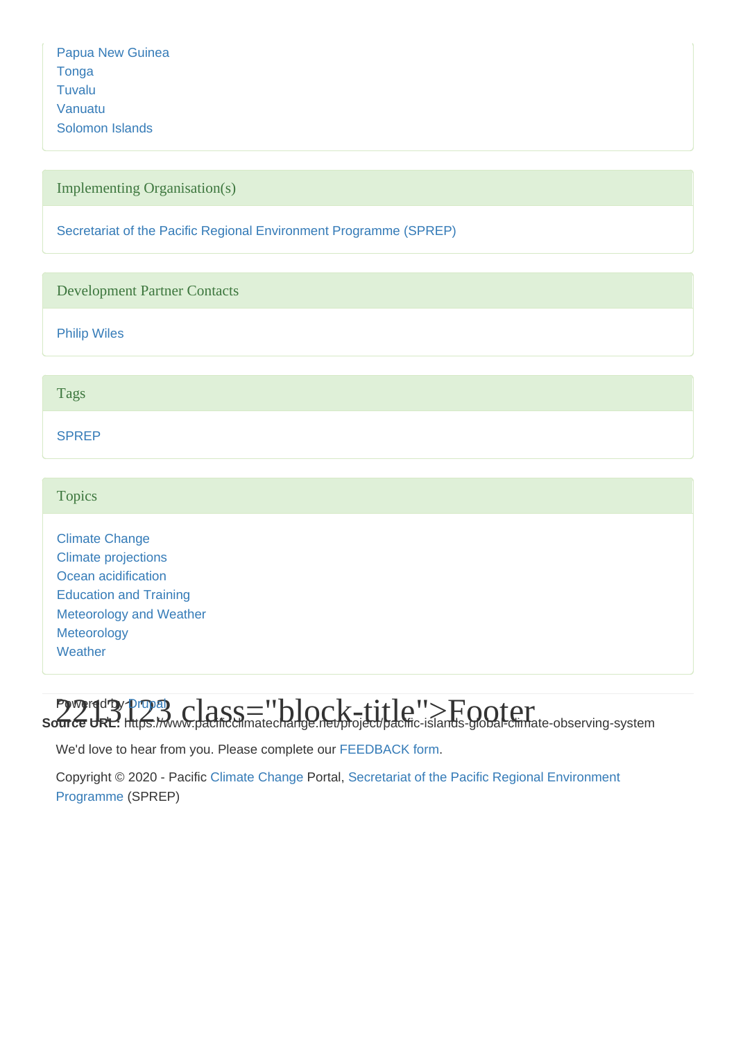Papua New Guinea
Tonga
Tuvalu
Vanuatu
Solomon Islands

## Implementing Organisation(s)

Secretariat of the Pacific Regional Environment Programme (SPREP)

## Development Partner Contacts

Philip Wiles

## Tags

SPREP

## Topics

Climate Change
Climate projections
Ocean acidification
Education and Training
Meteorology and Weather
Meteorology
Weather

Powered by Drupal

2213123 class="block-title">Footer

**Source URL:** https://www.pacificclimatechange.net/project/pacific-islands-global-climate-observing-system

We'd love to hear from you. Please complete our FEEDBACK form.

Copyright © 2020 - Pacific Climate Change Portal, Secretariat of the Pacific Regional Environment Programme (SPREP)